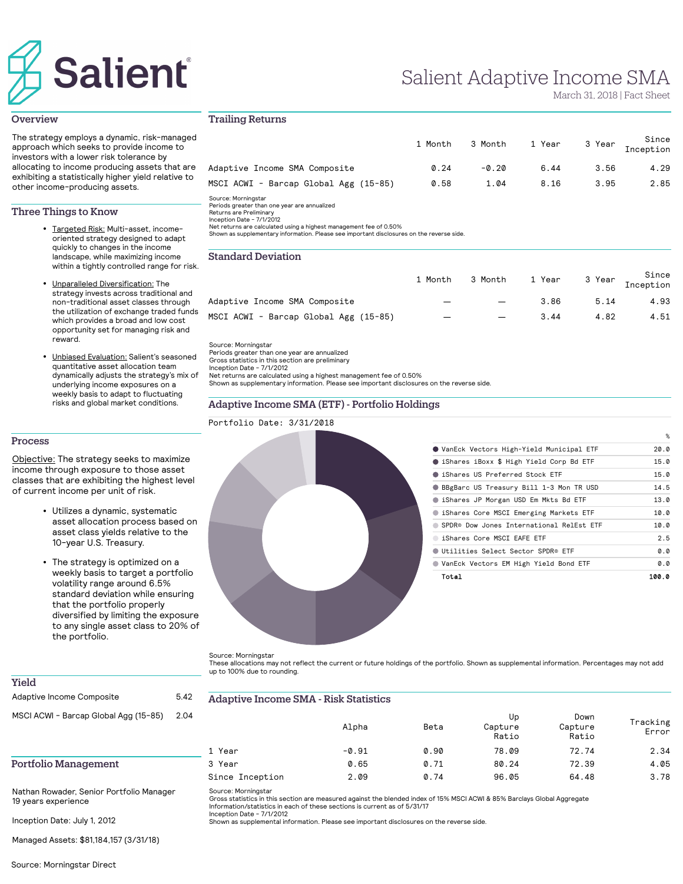# Salient Adaptive Income SMA

March 31, 2018 | Fact Sheet

## Overview

The strategy employs a dynamic, risk-managed approach which seeks to provide income to investors with a lower risk tolerance by allocating to income producing assets that are exhibiting a statistically higher yield relative to other income-producing assets.

## Three Things to Know

- Targeted Risk: Multi-asset, income-oriented strategy designed to adapt quickly to changes in the income landscape, while maximizing income within a tightly controlled range for risk.
- Unparalleled Diversification: The strategy invests across traditional and non-traditional asset classes through the utilization of exchange traded funds which provides a broad and low cost opportunity set for managing risk and reward.
- Unbiased Evaluation: Salient's seasoned quantitative asset allocation team dynamically adjusts the strategy's mix of underlying income exposures on a weekly basis to adapt to fluctuating risks and global market conditions.

## Process

Objective: The strategy seeks to maximize income through exposure to those asset classes that are exhibiting the highest level of current income per unit of risk.

- Utilizes a dynamic, systematic asset allocation process based on asset class yields relative to the 10-year U.S. Treasury.
- The strategy is optimized on a weekly basis to target a portfolio volatility range around 6.5% standard deviation while ensuring that the portfolio properly diversified by limiting the exposure to any single asset class to 20% of the portfolio.

## Yield

| | |
|---|---|
| Adaptive Income Composite | 5.42 |
| MSCI ACWI - Barcap Global Agg (15-85) | 2.04 |

## Portfolio Management

Nathan Rowader, Senior Portfolio Manager
19 years experience

Inception Date: July 1, 2012

Managed Assets: $81,184,157 (3/31/18)

Source: Morningstar Direct

## Trailing Returns

| | 1 Month | 3 Month | 1 Year | 3 Year | Since Inception |
|---|---|---|---|---|---|
| Adaptive Income SMA Composite | 0.24 | -0.20 | 6.44 | 3.56 | 4.29 |
| MSCI ACWI - Barcap Global Agg (15-85) | 0.58 | 1.04 | 8.16 | 3.95 | 2.85 |

Source: Morningstar
Periods greater than one year are annualized
Returns are Preliminary
Inception Date - 7/1/2012
Net returns are calculated using a highest management fee of 0.50%
Shown as supplementary information. Please see important disclosures on the reverse side.

## Standard Deviation

| | 1 Month | 3 Month | 1 Year | 3 Year | Since Inception |
|---|---|---|---|---|---|
| Adaptive Income SMA Composite | — | — | 3.86 | 5.14 | 4.93 |
| MSCI ACWI - Barcap Global Agg (15-85) | — | — | 3.44 | 4.82 | 4.51 |

Source: Morningstar
Periods greater than one year are annualized
Gross statistics in this section are preliminary
Inception Date - 7/1/2012
Net returns are calculated using a highest management fee of 0.50%
Shown as supplementary information. Please see important disclosures on the reverse side.

## Adaptive Income SMA (ETF) - Portfolio Holdings

Portfolio Date: 3/31/2018

| | % |
|---|---|
| VanEck Vectors High-Yield Municipal ETF | 20.0 |
| iShares iBoxx $ High Yield Corp Bd ETF | 15.0 |
| iShares US Preferred Stock ETF | 15.0 |
| BBgBarc US Treasury Bill 1-3 Mon TR USD | 14.5 |
| iShares JP Morgan USD Em Mkts Bd ETF | 13.0 |
| iShares Core MSCI Emerging Markets ETF | 10.0 |
| SPDR® Dow Jones International RelEst ETF | 10.0 |
| iShares Core MSCI EAFE ETF | 2.5 |
| Utilities Select Sector SPDR® ETF | 0.0 |
| VanEck Vectors EM High Yield Bond ETF | 0.0 |
| **Total** | **100.0** |

Source: Morningstar
These allocations may not reflect the current or future holdings of the portfolio. Shown as supplemental information. Percentages may not add up to 100% due to rounding.

## Adaptive Income SMA - Risk Statistics

| | Alpha | Beta | Up Capture Ratio | Down Capture Ratio | Tracking Error |
|---|---|---|---|---|---|
| 1 Year | -0.91 | 0.90 | 78.09 | 72.74 | 2.34 |
| 3 Year | 0.65 | 0.71 | 80.24 | 72.39 | 4.05 |
| Since Inception | 2.09 | 0.74 | 96.05 | 64.48 | 3.78 |

Source: Morningstar
Gross statistics in this section are measured against the blended index of 15% MSCI ACWI & 85% Barclays Global Aggregate
Information/statistics in each of these sections is current as of 5/31/17
Inception Date - 7/1/2012
Shown as supplemental information. Please see important disclosures on the reverse side.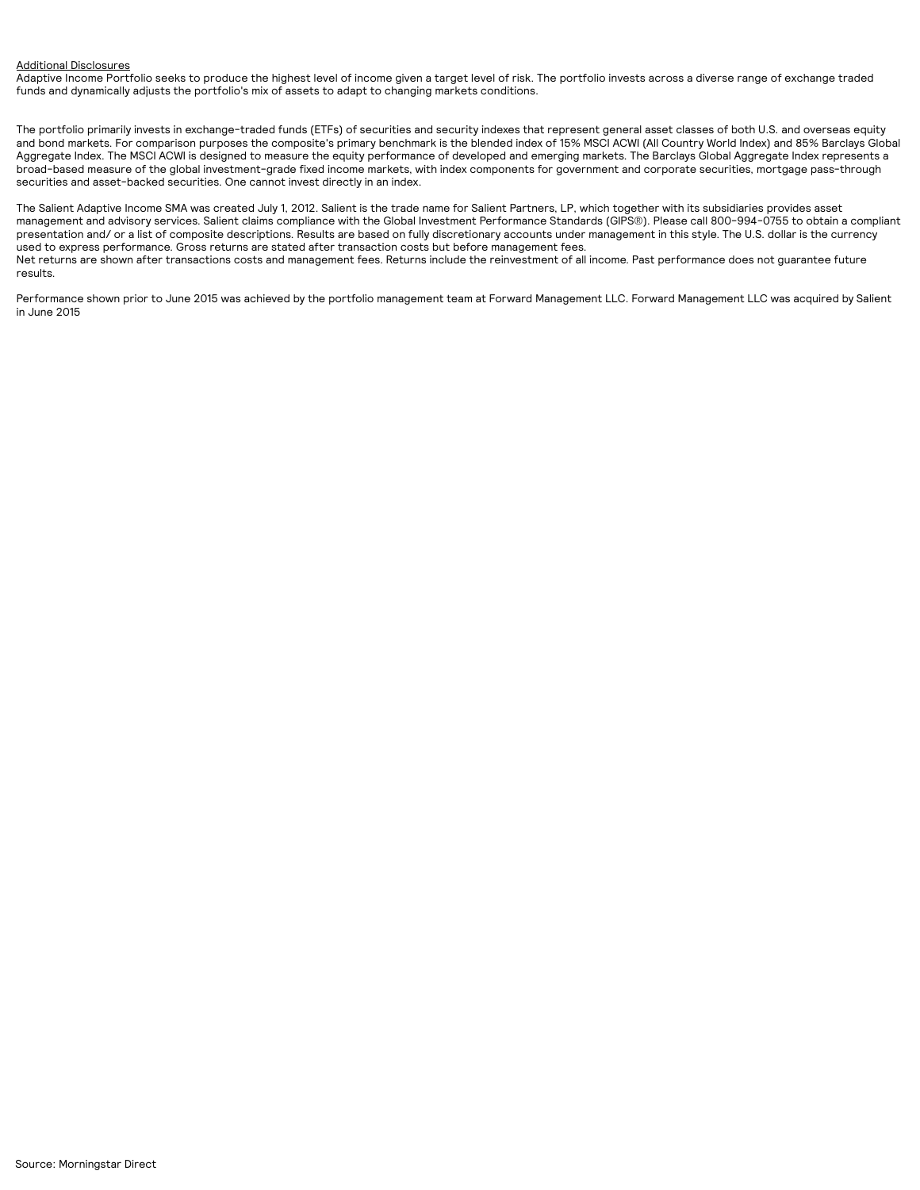Additional Disclosures

Adaptive Income Portfolio seeks to produce the highest level of income given a target level of risk. The portfolio invests across a diverse range of exchange traded funds and dynamically adjusts the portfolio's mix of assets to adapt to changing markets conditions.

The portfolio primarily invests in exchange-traded funds (ETFs) of securities and security indexes that represent general asset classes of both U.S. and overseas equity and bond markets. For comparison purposes the composite's primary benchmark is the blended index of 15% MSCI ACWI (All Country World Index) and 85% Barclays Global Aggregate Index. The MSCI ACWI is designed to measure the equity performance of developed and emerging markets. The Barclays Global Aggregate Index represents a broad-based measure of the global investment-grade fixed income markets, with index components for government and corporate securities, mortgage pass-through securities and asset-backed securities. One cannot invest directly in an index.

The Salient Adaptive Income SMA was created July 1, 2012. Salient is the trade name for Salient Partners, LP, which together with its subsidiaries provides asset management and advisory services. Salient claims compliance with the Global Investment Performance Standards (GIPS®). Please call 800-994-0755 to obtain a compliant presentation and/ or a list of composite descriptions. Results are based on fully discretionary accounts under management in this style. The U.S. dollar is the currency used to express performance. Gross returns are stated after transaction costs but before management fees.
Net returns are shown after transactions costs and management fees. Returns include the reinvestment of all income. Past performance does not guarantee future results.

Performance shown prior to June 2015 was achieved by the portfolio management team at Forward Management LLC. Forward Management LLC was acquired by Salient in June 2015

Source: Morningstar Direct